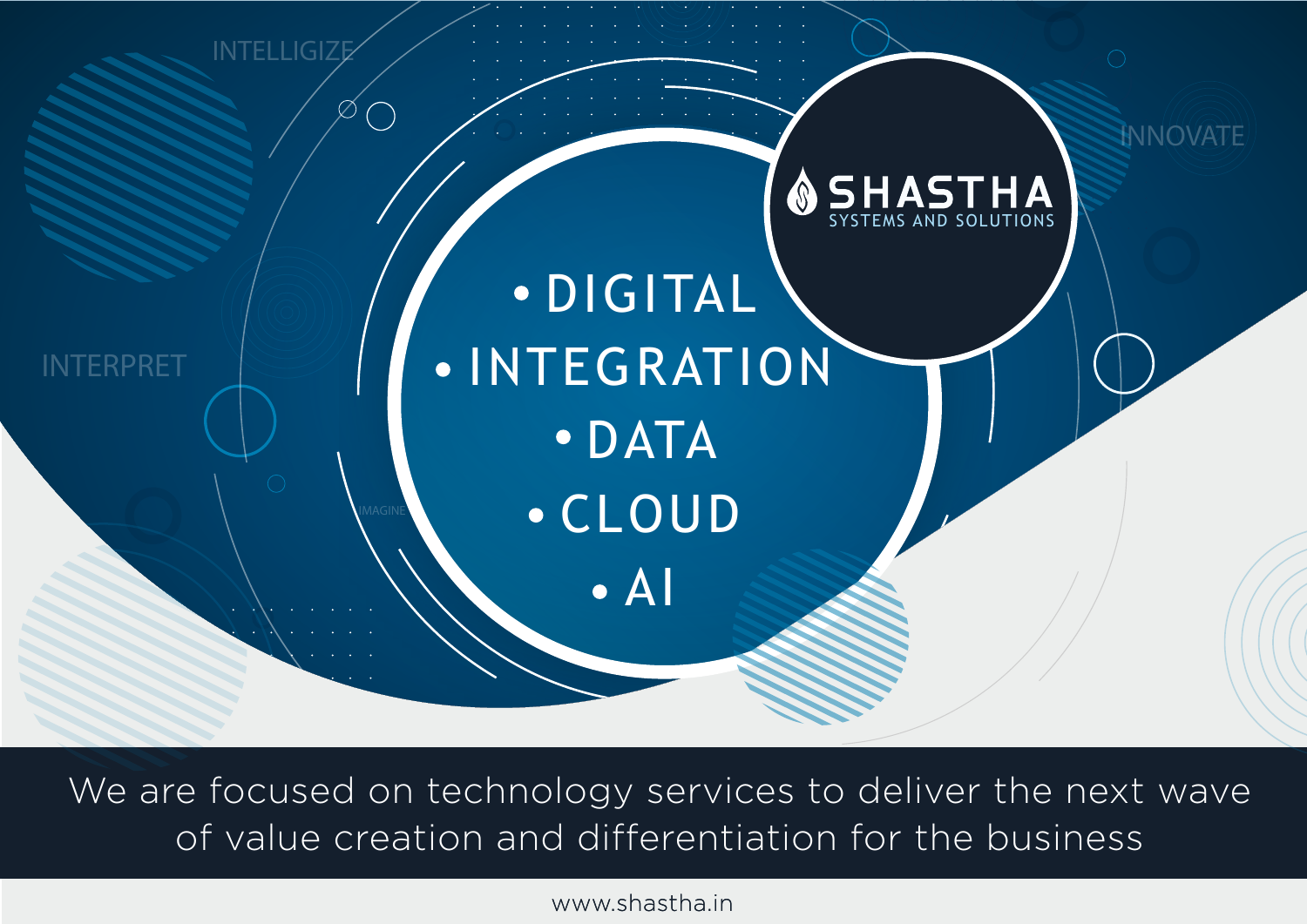INTELLIGIZE

INNOVATE

INTERPRET

IMAGINE

# SHASTHA

SYSTEMS AND SOLUTIONS

- DIGITAL
- INTEGRATION
- DATA
- CLOUD
- AI

We are focused on technology services to deliver the next wave of value creation and differentiation for the business

www.shastha.in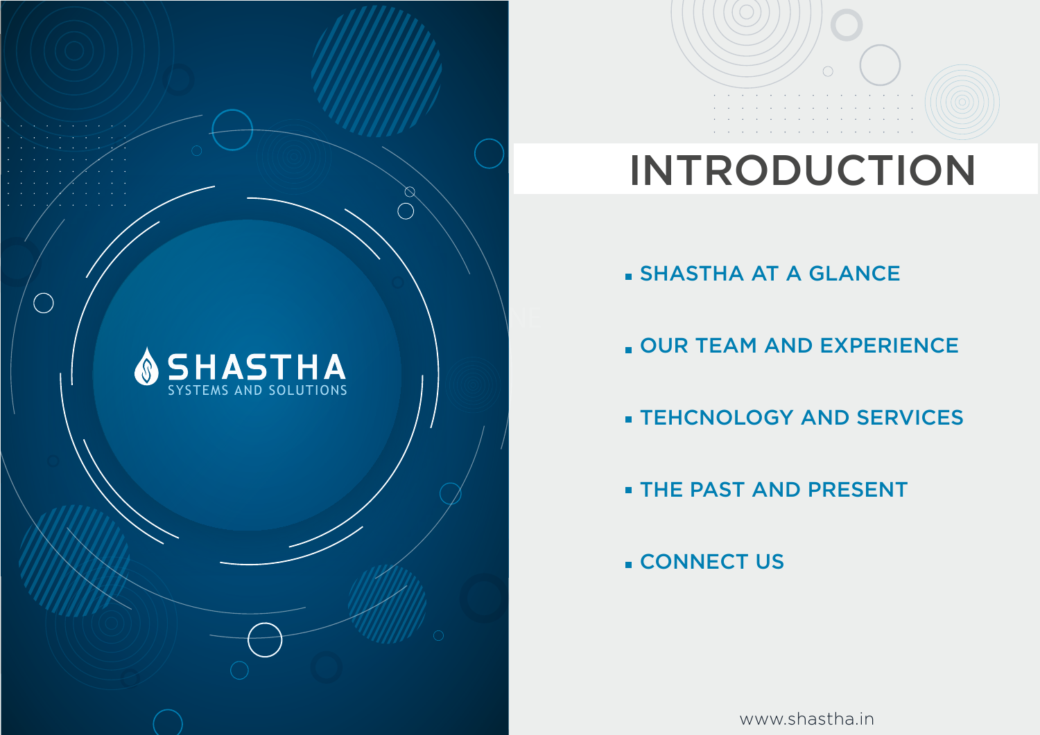SHASTHA
SYSTEMS AND SOLUTIONS

# INTRODUCTION

- SHASTHA AT A GLANCE
- OUR TEAM AND EXPERIENCE
- TEHCNOLOGY AND SERVICES
- THE PAST AND PRESENT
- CONNECT US

www.shastha.in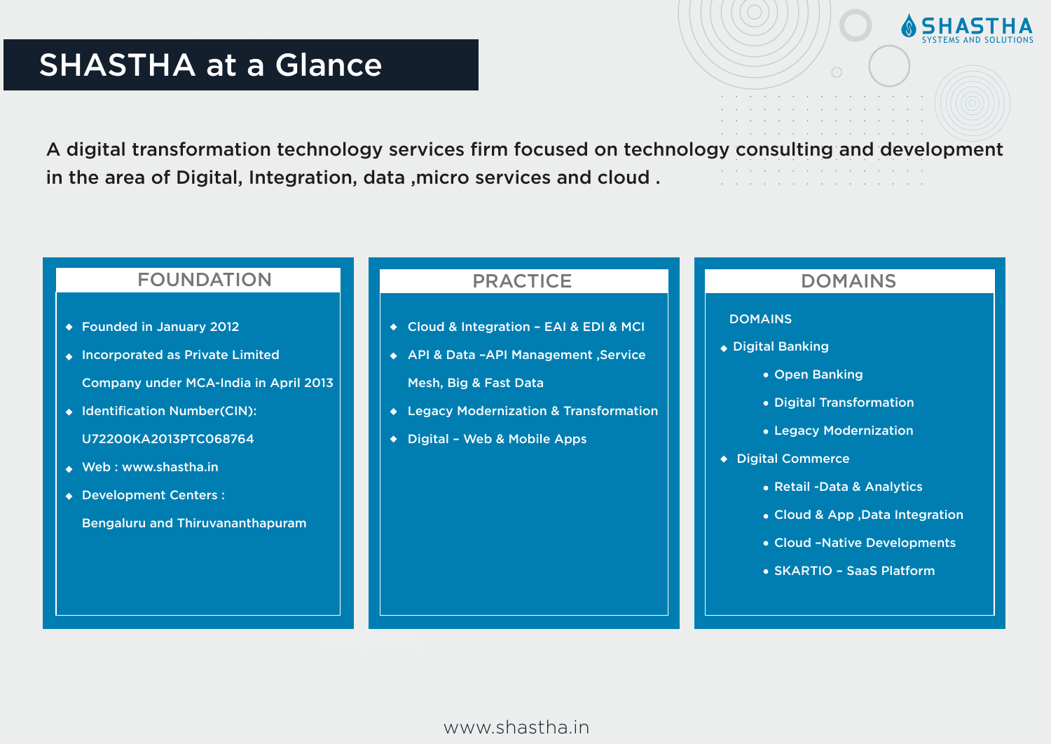# SHASTHA at a Glance

A digital transformation technology services firm focused on technology consulting and development in the area of Digital, Integration, data ,micro services and cloud .

## FOUNDATION

- Founded in January 2012
- Incorporated as Private Limited Company under MCA-India in April 2013
- Identification Number(CIN): U72200KA2013PTC068764
- Web : www.shastha.in
- Development Centers : Bengaluru and Thiruvananthapuram

## PRACTICE

- Cloud & Integration – EAI & EDI & MCI
- API & Data –API Management ,Service Mesh, Big & Fast Data
- Legacy Modernization & Transformation
- Digital – Web & Mobile Apps

## DOMAINS

DOMAINS

- Digital Banking
  - Open Banking
  - Digital Transformation
  - Legacy Modernization
- Digital Commerce
  - Retail -Data & Analytics
  - Cloud & App ,Data Integration
  - Cloud –Native Developments
  - SKARTIO – SaaS Platform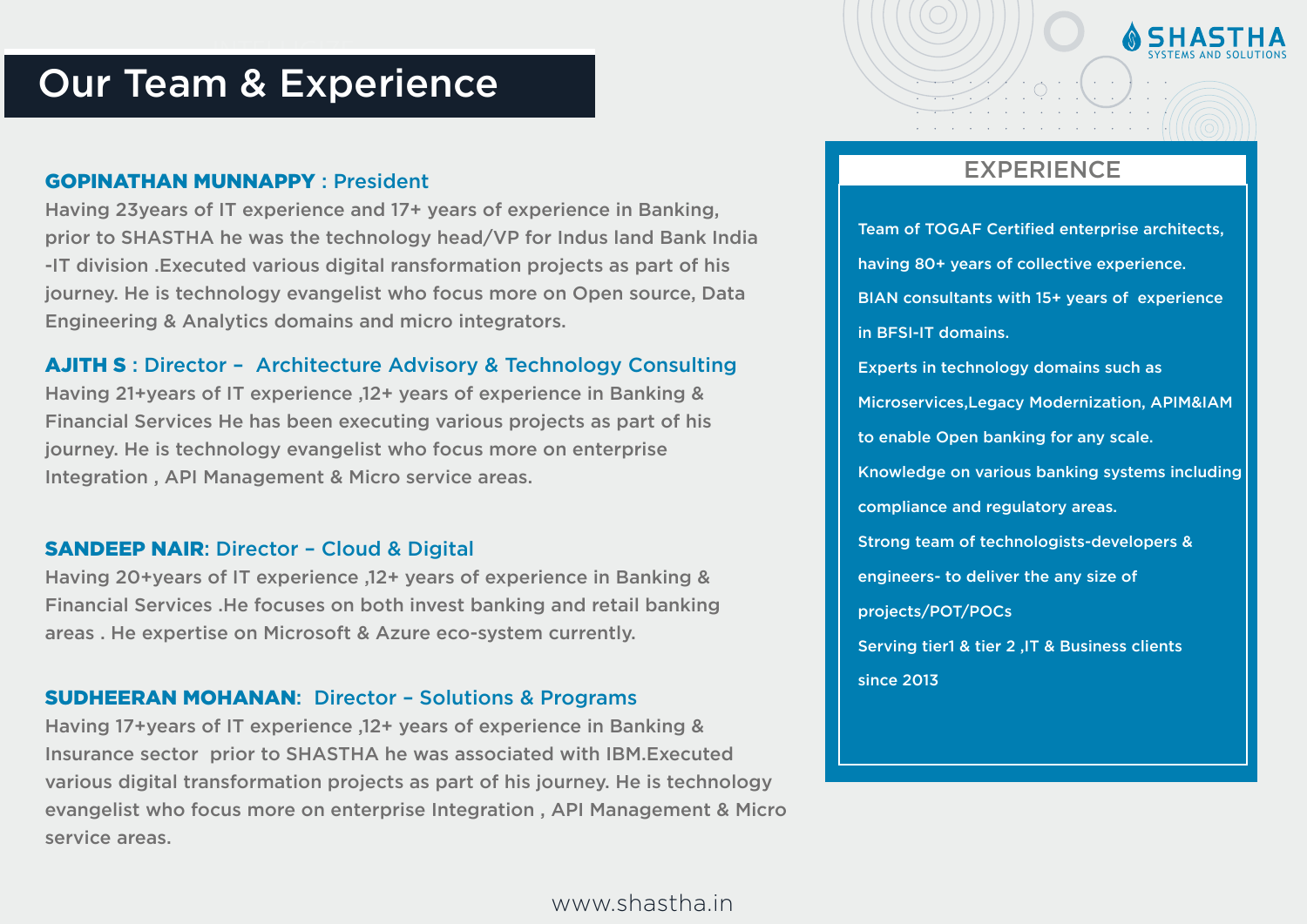# Our Team & Experience

**GOPINATHAN MUNNAPPY** : President

Having 23years of IT experience and 17+ years of experience in Banking, prior to SHASTHA he was the technology head/VP for Indus land Bank India -IT division .Executed various digital ransformation projects as part of his journey. He is technology evangelist who focus more on Open source, Data Engineering & Analytics domains and micro integrators.

**AJITH S** : Director – Architecture Advisory & Technology Consulting

Having 21+years of IT experience ,12+ years of experience in Banking & Financial Services He has been executing various projects as part of his journey. He is technology evangelist who focus more on enterprise Integration , API Management & Micro service areas.

**SANDEEP NAIR**: Director – Cloud & Digital

Having 20+years of IT experience ,12+ years of experience in Banking & Financial Services .He focuses on both invest banking and retail banking areas . He expertise on Microsoft & Azure eco-system currently.

**SUDHEERAN MOHANAN**: Director – Solutions & Programs

Having 17+years of IT experience ,12+ years of experience in Banking & Insurance sector prior to SHASTHA he was associated with IBM.Executed various digital transformation projects as part of his journey. He is technology evangelist who focus more on enterprise Integration , API Management & Micro service areas.

## EXPERIENCE

Team of TOGAF Certified enterprise architects, having 80+ years of collective experience.

BIAN consultants with 15+ years of experience in BFSI-IT domains.

Experts in technology domains such as Microservices,Legacy Modernization, APIM&IAM to enable Open banking for any scale.

Knowledge on various banking systems including compliance and regulatory areas.

Strong team of technologists-developers & engineers- to deliver the any size of projects/POT/POCs

Serving tier1 & tier 2 ,IT & Business clients since 2013

www.shastha.in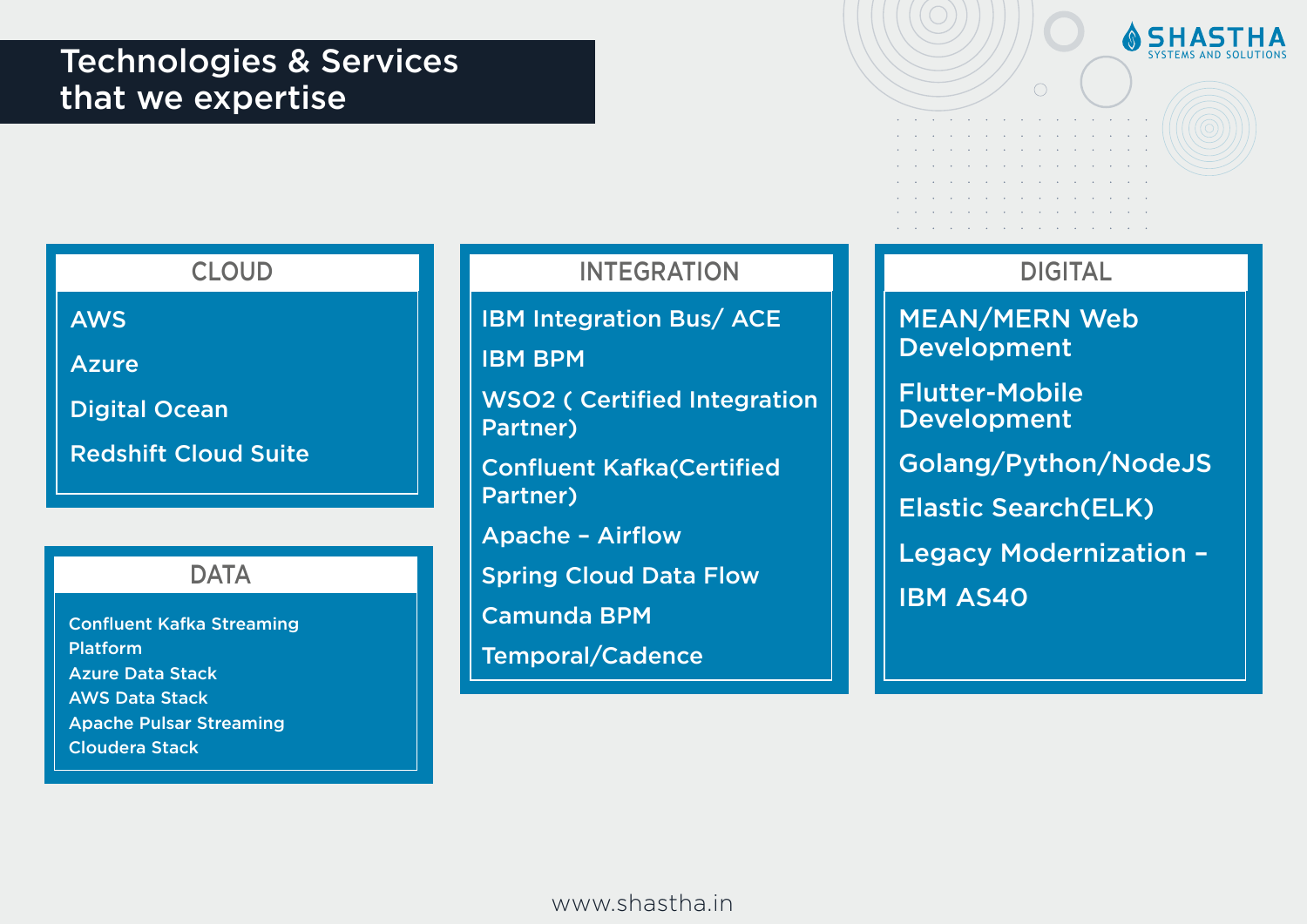# Technologies & Services that we expertise

## CLOUD

- AWS
- Azure
- Digital Ocean
- Redshift Cloud Suite

## DATA

- Confluent Kafka Streaming Platform
- Azure Data Stack
- AWS Data Stack
- Apache Pulsar Streaming
- Cloudera Stack

## INTEGRATION

- IBM Integration Bus/ ACE
- IBM BPM
- WSO2 ( Certified Integration Partner)
- Confluent Kafka(Certified Partner)
- Apache – Airflow
- Spring Cloud Data Flow
- Camunda BPM
- Temporal/Cadence

## DIGITAL

- MEAN/MERN Web Development
- Flutter-Mobile Development
- Golang/Python/NodeJS
- Elastic Search(ELK)
- Legacy Modernization – IBM AS40

www.shastha.in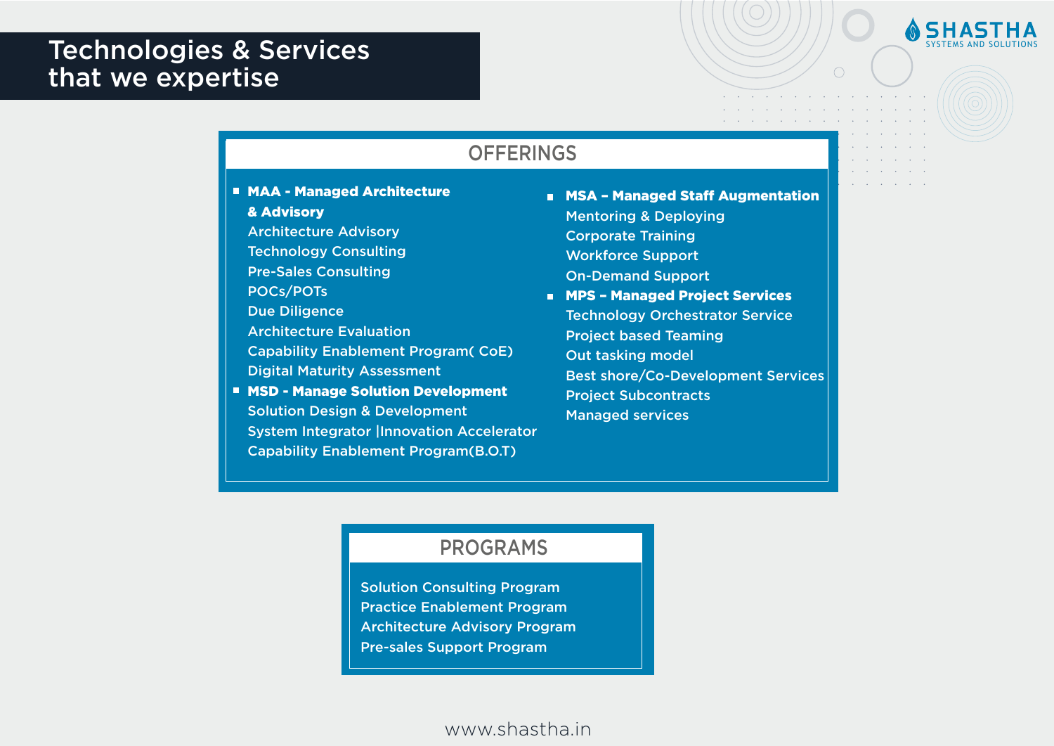# Technologies & Services that we expertise

## OFFERINGS

- **MAA - Managed Architecture & Advisory**
  - Architecture Advisory
  - Technology Consulting
  - Pre-Sales Consulting
  - POCs/POTs
  - Due Diligence
  - Architecture Evaluation
  - Capability Enablement Program( CoE)
  - Digital Maturity Assessment
- **MSD - Manage Solution Development**
  - Solution Design & Development
  - System Integrator |Innovation Accelerator
  - Capability Enablement Program(B.O.T)
- **MSA – Managed Staff Augmentation**
  - Mentoring & Deploying
  - Corporate Training
  - Workforce Support
  - On-Demand Support
- **MPS – Managed Project Services**
  - Technology Orchestrator Service
  - Project based Teaming
  - Out tasking model
  - Best shore/Co-Development Services
  - Project Subcontracts
  - Managed services

## PROGRAMS

- Solution Consulting Program
- Practice Enablement Program
- Architecture Advisory Program
- Pre-sales Support Program

www.shastha.in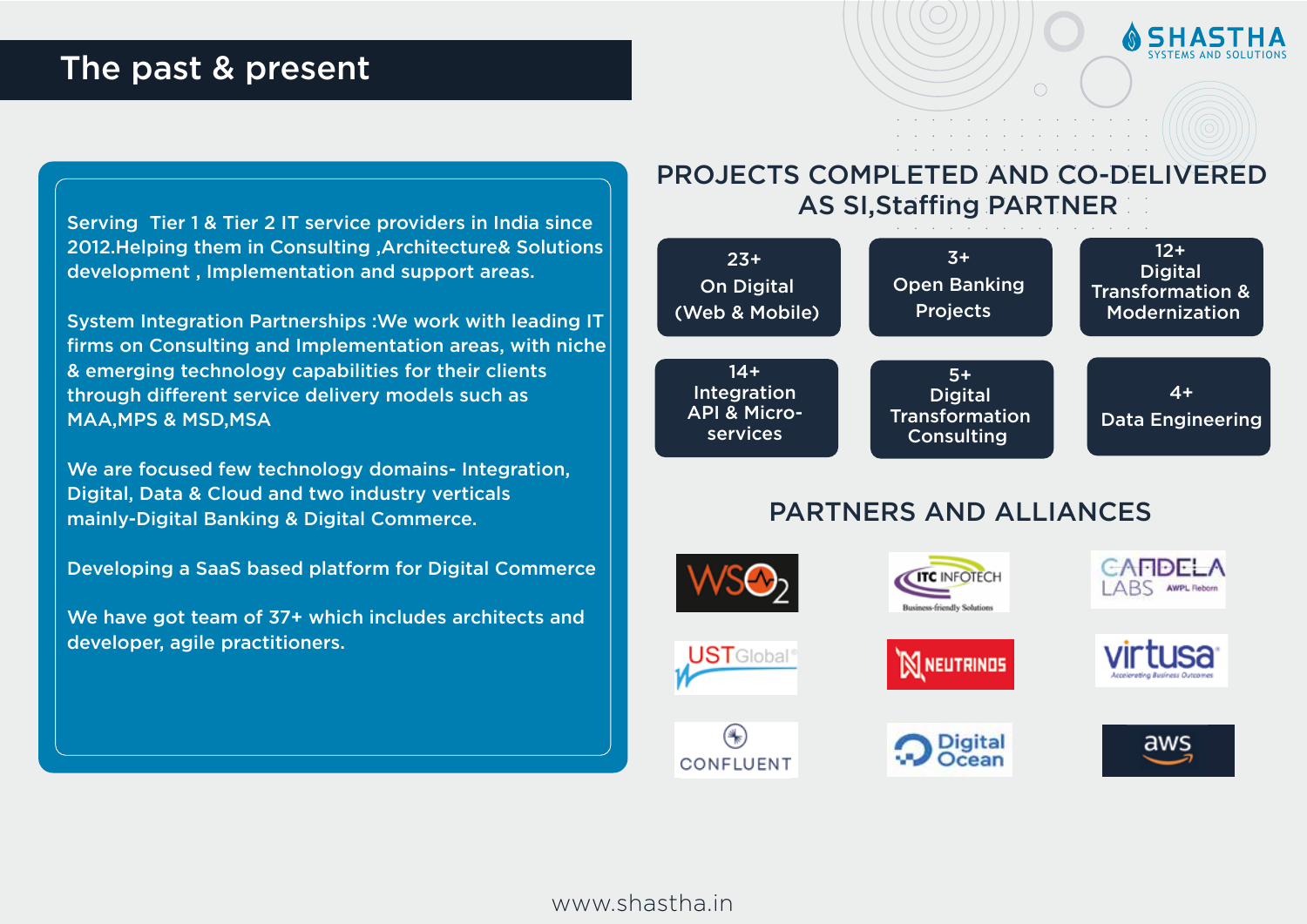# The past & present

Serving Tier 1 & Tier 2 IT service providers in India since 2012.Helping them in Consulting ,Architecture& Solutions development , Implementation and support areas.

System Integration Partnerships :We work with leading IT firms on Consulting and Implementation areas, with niche & emerging technology capabilities for their clients through different service delivery models such as MAA,MPS & MSD,MSA

We are focused few technology domains- Integration, Digital, Data & Cloud and two industry verticals mainly-Digital Banking & Digital Commerce.

Developing a SaaS based platform for Digital Commerce

We have got team of 37+ which includes architects and developer, agile practitioners.

## PROJECTS COMPLETED AND CO-DELIVERED AS SI,Staffing PARTNER

- 23+ On Digital (Web & Mobile)
- 3+ Open Banking Projects
- 12+ Digital Transformation & Modernization
- 14+ Integration API & Micro-services
- 5+ Digital Transformation Consulting
- 4+ Data Engineering

## PARTNERS AND ALLIANCES

WSO2, ITC INFOTECH, CANDELA LABS, UST Global, NEUTRINOS, virtusa, CONFLUENT, Digital Ocean, aws

www.shastha.in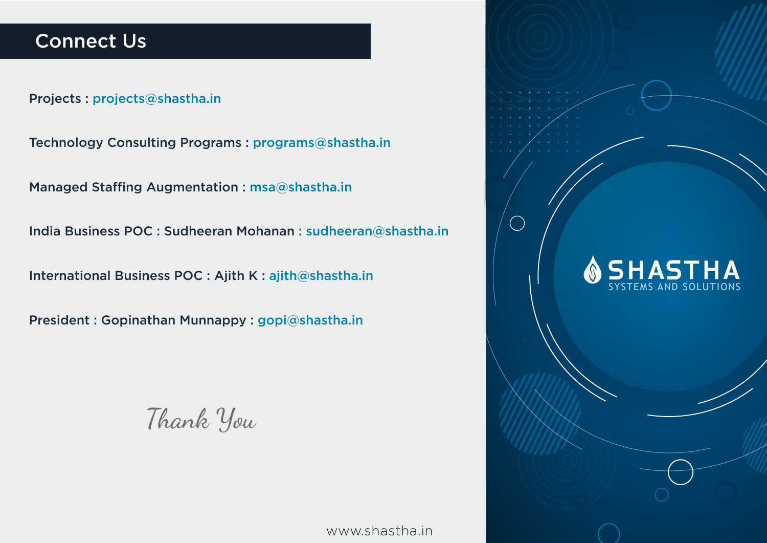# Connect Us

Projects : projects@shastha.in

Technology Consulting Programs : programs@shastha.in

Managed Staffing Augmentation : msa@shastha.in

India Business POC : Sudheeran Mohanan : sudheeran@shastha.in

International Business POC : Ajith K : ajith@shastha.in

President : Gopinathan Munnappy : gopi@shastha.in

*Thank You*

www.shastha.in

SHASTHA
SYSTEMS AND SOLUTIONS